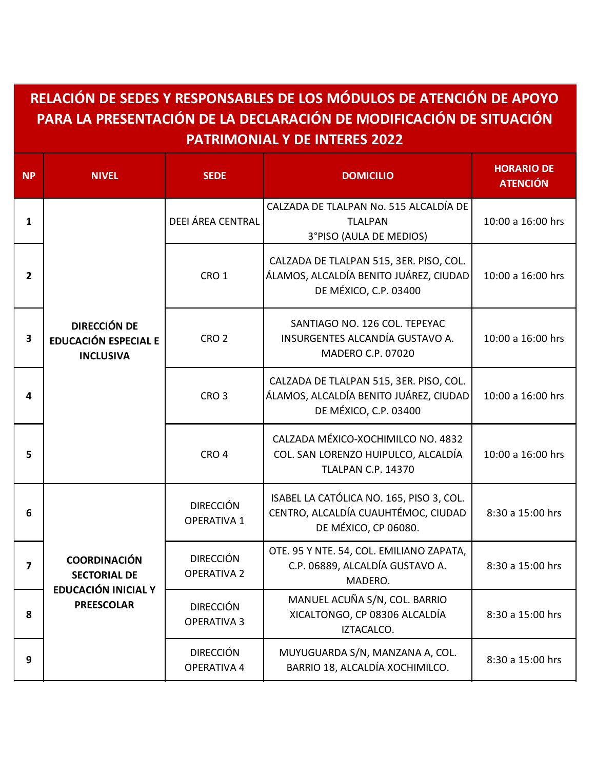# RELACIÓN DE SEDES Y RESPONSABLES DE LOS MÓDULOS DE ATENCIÓN DE APOYO PARA LA PRESENTACIÓN DE LA DECLARACIÓN DE MODIFICACIÓN DE SITUACIÓN PATRIMONIAL Y DE INTERES 2022

| NP | NIVEL | SEDE | DOMICILIO | HORARIO DE ATENCIÓN |
|---|---|---|---|---|
| 1 | **DIRECCIÓN DE EDUCACIÓN ESPECIAL E INCLUSIVA** | DEEI ÁREA CENTRAL | CALZADA DE TLALPAN No. 515 ALCALDÍA DE TLALPAN 3°PISO (AULA DE MEDIOS) | 10:00 a 16:00 hrs |
| 2 | | CRO 1 | CALZADA DE TLALPAN 515, 3ER. PISO, COL. ÁLAMOS, ALCALDÍA BENITO JUÁREZ, CIUDAD DE MÉXICO, C.P. 03400 | 10:00 a 16:00 hrs |
| 3 | | CRO 2 | SANTIAGO NO. 126 COL. TEPEYAC INSURGENTES ALCANDÍA GUSTAVO A. MADERO C.P. 07020 | 10:00 a 16:00 hrs |
| 4 | | CRO 3 | CALZADA DE TLALPAN 515, 3ER. PISO, COL. ÁLAMOS, ALCALDÍA BENITO JUÁREZ, CIUDAD DE MÉXICO, C.P. 03400 | 10:00 a 16:00 hrs |
| 5 | | CRO 4 | CALZADA MÉXICO-XOCHIMILCO NO. 4832 COL. SAN LORENZO HUIPULCO, ALCALDÍA TLALPAN C.P. 14370 | 10:00 a 16:00 hrs |
| 6 | **COORDINACIÓN SECTORIAL DE EDUCACIÓN INICIAL Y PREESCOLAR** | DIRECCIÓN OPERATIVA 1 | ISABEL LA CATÓLICA NO. 165, PISO 3, COL. CENTRO, ALCALDÍA CUAUHTÉMOC, CIUDAD DE MÉXICO, CP 06080. | 8:30 a 15:00 hrs |
| 7 | | DIRECCIÓN OPERATIVA 2 | OTE. 95 Y NTE. 54, COL. EMILIANO ZAPATA, C.P. 06889, ALCALDÍA GUSTAVO A. MADERO. | 8:30 a 15:00 hrs |
| 8 | | DIRECCIÓN OPERATIVA 3 | MANUEL ACUÑA S/N, COL. BARRIO XICALTONGO, CP 08306 ALCALDÍA IZTACALCO. | 8:30 a 15:00 hrs |
| 9 | | DIRECCIÓN OPERATIVA 4 | MUYUGUARDA S/N, MANZANA A, COL. BARRIO 18, ALCALDÍA XOCHIMILCO. | 8:30 a 15:00 hrs |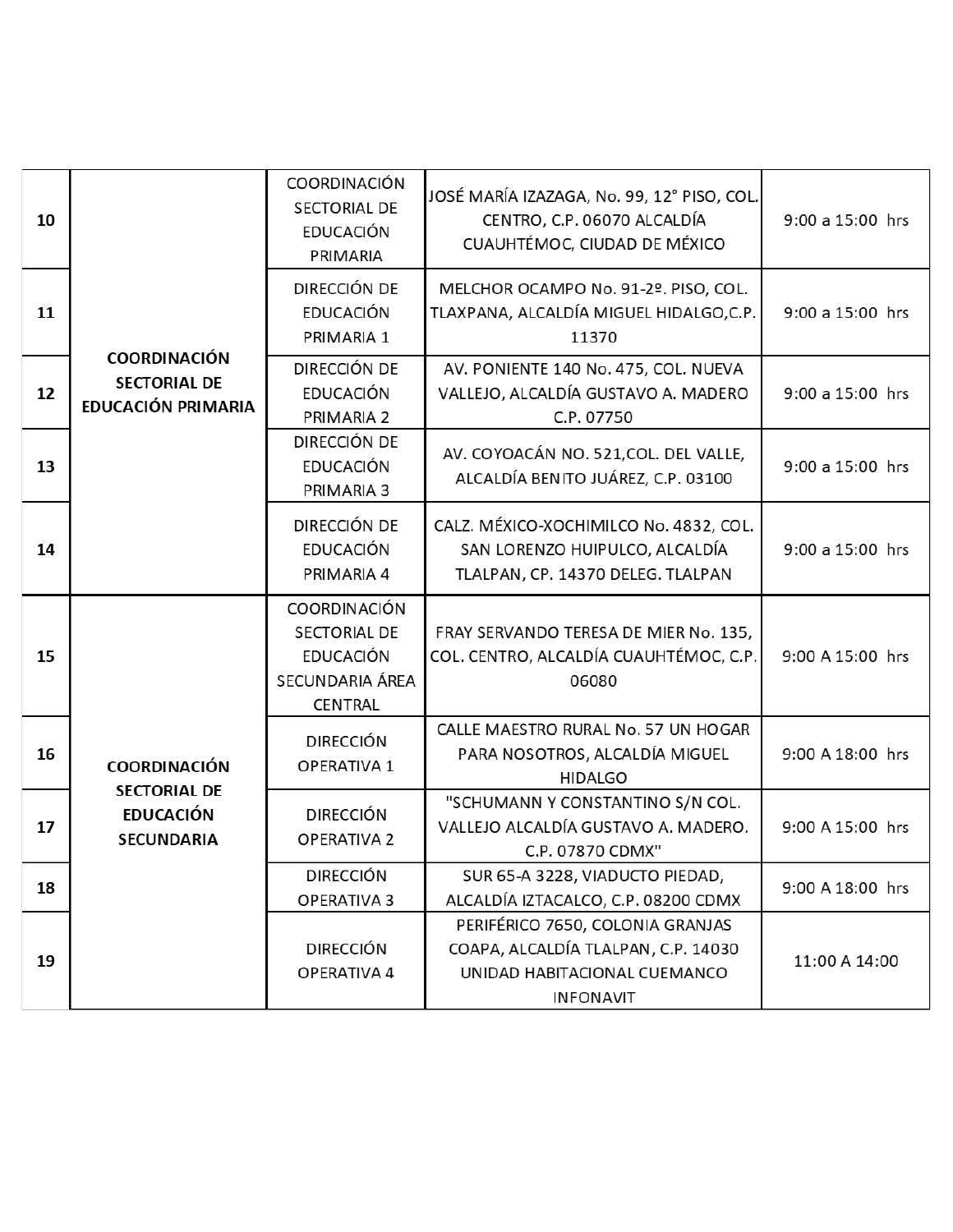| | | | | |
|---|---|---|---|---|
| **10** | **COORDINACIÓN SECTORIAL DE EDUCACIÓN PRIMARIA** | COORDINACIÓN SECTORIAL DE EDUCACIÓN PRIMARIA | JOSÉ MARÍA IZAZAGA, No. 99, 12° PISO, COL. CENTRO, C.P. 06070 ALCALDÍA CUAUHTÉMOC, CIUDAD DE MÉXICO | 9:00 a 15:00 hrs |
| **11** | | DIRECCIÓN DE EDUCACIÓN PRIMARIA 1 | MELCHOR OCAMPO No. 91-2º. PISO, COL. TLAXPANA, ALCALDÍA MIGUEL HIDALGO,C.P. 11370 | 9:00 a 15:00 hrs |
| **12** | | DIRECCIÓN DE EDUCACIÓN PRIMARIA 2 | AV. PONIENTE 140 No. 475, COL. NUEVA VALLEJO, ALCALDÍA GUSTAVO A. MADERO C.P. 07750 | 9:00 a 15:00 hrs |
| **13** | | DIRECCIÓN DE EDUCACIÓN PRIMARIA 3 | AV. COYOACÁN NO. 521,COL. DEL VALLE, ALCALDÍA BENITO JUÁREZ, C.P. 03100 | 9:00 a 15:00 hrs |
| **14** | | DIRECCIÓN DE EDUCACIÓN PRIMARIA 4 | CALZ. MÉXICO-XOCHIMILCO No. 4832, COL. SAN LORENZO HUIPULCO, ALCALDÍA TLALPAN, CP. 14370 DELEG. TLALPAN | 9:00 a 15:00 hrs |
| **15** | **COORDINACIÓN SECTORIAL DE EDUCACIÓN SECUNDARIA** | COORDINACIÓN SECTORIAL DE EDUCACIÓN SECUNDARIA ÁREA CENTRAL | FRAY SERVANDO TERESA DE MIER No. 135, COL. CENTRO, ALCALDÍA CUAUHTÉMOC, C.P. 06080 | 9:00 A 15:00 hrs |
| **16** | | DIRECCIÓN OPERATIVA 1 | CALLE MAESTRO RURAL No. 57 UN HOGAR PARA NOSOTROS, ALCALDÍA MIGUEL HIDALGO | 9:00 A 18:00 hrs |
| **17** | | DIRECCIÓN OPERATIVA 2 | "SCHUMANN Y CONSTANTINO S/N COL. VALLEJO ALCALDÍA GUSTAVO A. MADERO. C.P. 07870 CDMX" | 9:00 A 15:00 hrs |
| **18** | | DIRECCIÓN OPERATIVA 3 | SUR 65-A 3228, VIADUCTO PIEDAD, ALCALDÍA IZTACALCO, C.P. 08200 CDMX | 9:00 A 18:00 hrs |
| **19** | | DIRECCIÓN OPERATIVA 4 | PERIFÉRICO 7650, COLONIA GRANJAS COAPA, ALCALDÍA TLALPAN, C.P. 14030 UNIDAD HABITACIONAL CUEMANCO INFONAVIT | 11:00 A 14:00 |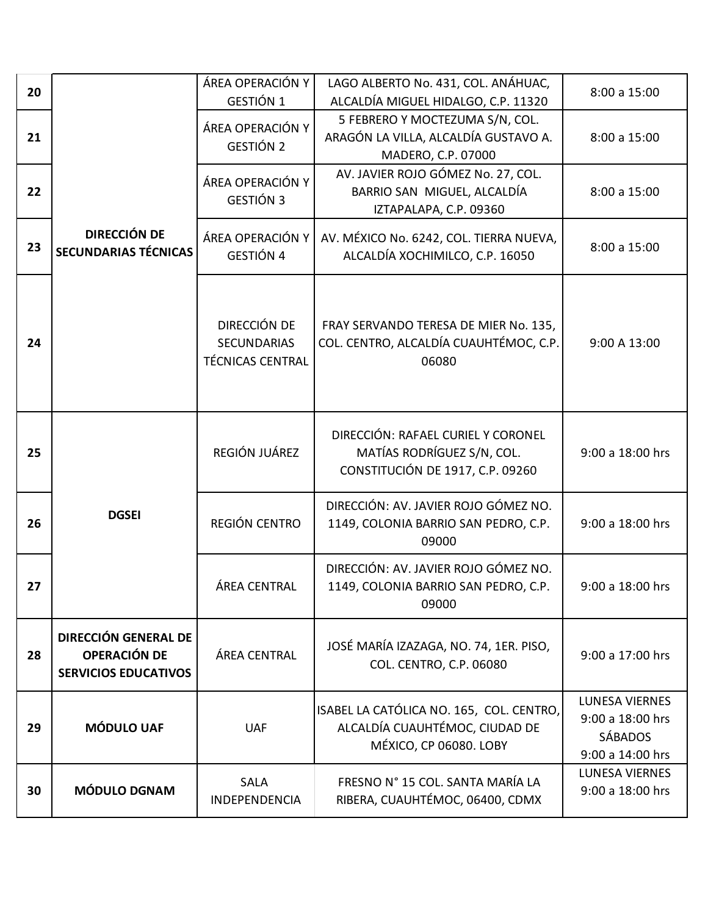| | | | | |
|---|---|---|---|---|
| 20 | DIRECCIÓN DE SECUNDARIAS TÉCNICAS | ÁREA OPERACIÓN Y GESTIÓN 1 | LAGO ALBERTO No. 431, COL. ANÁHUAC, ALCALDÍA MIGUEL HIDALGO, C.P. 11320 | 8:00 a 15:00 |
| 21 | | ÁREA OPERACIÓN Y GESTIÓN 2 | 5 FEBRERO Y MOCTEZUMA S/N, COL. ARAGÓN LA VILLA, ALCALDÍA GUSTAVO A. MADERO, C.P. 07000 | 8:00 a 15:00 |
| 22 | | ÁREA OPERACIÓN Y GESTIÓN 3 | AV. JAVIER ROJO GÓMEZ No. 27, COL. BARRIO SAN MIGUEL, ALCALDÍA IZTAPALAPA, C.P. 09360 | 8:00 a 15:00 |
| 23 | | ÁREA OPERACIÓN Y GESTIÓN 4 | AV. MÉXICO No. 6242, COL. TIERRA NUEVA, ALCALDÍA XOCHIMILCO, C.P. 16050 | 8:00 a 15:00 |
| 24 | | DIRECCIÓN DE SECUNDARIAS TÉCNICAS CENTRAL | FRAY SERVANDO TERESA DE MIER No. 135, COL. CENTRO, ALCALDÍA CUAUHTÉMOC, C.P. 06080 | 9:00 A 13:00 |
| 25 | DGSEI | REGIÓN JUÁREZ | DIRECCIÓN: RAFAEL CURIEL Y CORONEL MATÍAS RODRÍGUEZ S/N, COL. CONSTITUCIÓN DE 1917, C.P. 09260 | 9:00 a 18:00 hrs |
| 26 | | REGIÓN CENTRO | DIRECCIÓN: AV. JAVIER ROJO GÓMEZ NO. 1149, COLONIA BARRIO SAN PEDRO, C.P. 09000 | 9:00 a 18:00 hrs |
| 27 | | ÁREA CENTRAL | DIRECCIÓN: AV. JAVIER ROJO GÓMEZ NO. 1149, COLONIA BARRIO SAN PEDRO, C.P. 09000 | 9:00 a 18:00 hrs |
| 28 | DIRECCIÓN GENERAL DE OPERACIÓN DE SERVICIOS EDUCATIVOS | ÁREA CENTRAL | JOSÉ MARÍA IZAZAGA, NO. 74, 1ER. PISO, COL. CENTRO, C.P. 06080 | 9:00 a 17:00 hrs |
| 29 | MÓDULO UAF | UAF | ISABEL LA CATÓLICA NO. 165, COL. CENTRO, ALCALDÍA CUAUHTÉMOC, CIUDAD DE MÉXICO, CP 06080. LOBY | LUNESA VIERNES 9:00 a 18:00 hrs SÁBADOS 9:00 a 14:00 hrs |
| 30 | MÓDULO DGNAM | SALA INDEPENDENCIA | FRESNO N° 15 COL. SANTA MARÍA LA RIBERA, CUAUHTÉMOC, 06400, CDMX | LUNESA VIERNES 9:00 a 18:00 hrs |